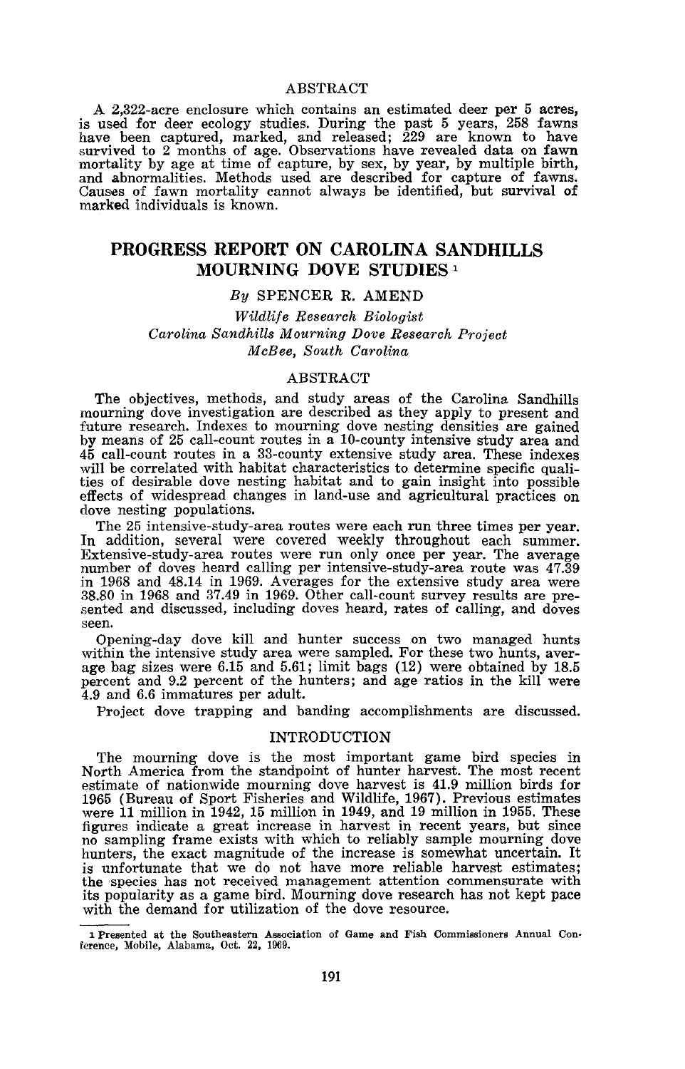## ABSTRACT

A 2,322-acre enclosure which contains an estimated deer per 5 acres, is used for deer ecology studies. During the past 5 years, 258 fawns have been captured, marked, and released; 229 are known to have survived to 2 months of age. Observations have revealed data on fawn mortality by age at time of capture, by sex, by year, by multiple birth, and abnormalities. Methods used are described for capture of fawns. Causes of fawn mortality cannot always be identified, but survival of marked individuals is known.

# PROGRESS REPORT ON CAROLINA SANDHILLS MOURNING DOVE STUDIES [1]

*By* SPENCER R. AMEND

*Wildlife Research Biologist*
*Carolina Sandhills Mourning Dove Research Project*
*McBee, South Carolina*

## ABSTRACT

The objectives, methods, and study areas of the Carolina Sandhills mourning dove investigation are described as they apply to present and future research. Indexes to mourning dove nesting densities are gained by means of 25 call-count routes in a 10-county intensive study area and 45 call-count routes in a 33-county extensive study area. These indexes will be correlated with habitat characteristics to determine specific qualities of desirable dove nesting habitat and to gain insight into possible effects of widespread changes in land-use and agricultural practices on dove nesting populations.

The 25 intensive-study-area routes were each run three times per year. In addition, several were covered weekly throughout each summer. Extensive-study-area routes were run only once per year. The average number of doves heard calling per intensive-study-area route was 47.39 in 1968 and 48.14 in 1969. Averages for the extensive study area were 38.80 in 1968 and 37.49 in 1969. Other call-count survey results are presented and discussed, including doves heard, rates of calling, and doves seen.

Opening-day dove kill and hunter success on two managed hunts within the intensive study area were sampled. For these two hunts, average bag sizes were 6.15 and 5.61; limit bags (12) were obtained by 18.5 percent and 9.2 percent of the hunters; and age ratios in the kill were 4.9 and 6.6 immatures per adult.

Project dove trapping and banding accomplishments are discussed.

## INTRODUCTION

The mourning dove is the most important game bird species in North America from the standpoint of hunter harvest. The most recent estimate of nationwide mourning dove harvest is 41.9 million birds for 1965 (Bureau of Sport Fisheries and Wildlife, 1967). Previous estimates were 11 million in 1942, 15 million in 1949, and 19 million in 1955. These figures indicate a great increase in harvest in recent years, but since no sampling frame exists with which to reliably sample mourning dove hunters, the exact magnitude of the increase is somewhat uncertain. It is unfortunate that we do not have more reliable harvest estimates; the species has not received management attention commensurate with its popularity as a game bird. Mourning dove research has not kept pace with the demand for utilization of the dove resource.

---

[1] Presented at the Southeastern Association of Game and Fish Commissioners Annual Conference, Mobile, Alabama, Oct. 22, 1969.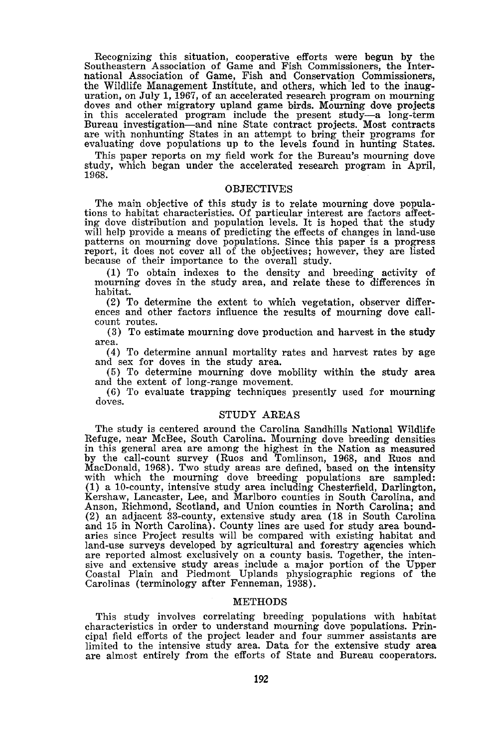Recognizing this situation, cooperative efforts were begun by the Southeastern Association of Game and Fish Commissioners, the International Association of Game, Fish and Conservation Commissioners, the Wildlife Management Institute, and others, which led to the inauguration, on July 1, 1967, of an accelerated research program on mourning doves and other migratory upland game birds. Mourning dove projects in this accelerated program include the present study—a long-term Bureau investigation—and nine State contract projects. Most contracts are with nonhunting States in an attempt to bring their programs for evaluating dove populations up to the levels found in hunting States.

This paper reports on my field work for the Bureau's mourning dove study, which began under the accelerated research program in April, 1968.

## OBJECTIVES

The main objective of this study is to relate mourning dove populations to habitat characteristics. Of particular interest are factors affecting dove distribution and population levels. It is hoped that the study will help provide a means of predicting the effects of changes in land-use patterns on mourning dove populations. Since this paper is a progress report, it does not cover all of the objectives; however, they are listed because of their importance to the overall study.

(1) To obtain indexes to the density and breeding activity of mourning doves in the study area, and relate these to differences in habitat.

(2) To determine the extent to which vegetation, observer differences and other factors influence the results of mourning dove call-count routes.

(3) To estimate mourning dove production and harvest in the study area.

(4) To determine annual mortality rates and harvest rates by age and sex for doves in the study area.

(5) To determine mourning dove mobility within the study area and the extent of long-range movement.

(6) To evaluate trapping techniques presently used for mourning doves.

## STUDY AREAS

The study is centered around the Carolina Sandhills National Wildlife Refuge, near McBee, South Carolina. Mourning dove breeding densities in this general area are among the highest in the Nation as measured by the call-count survey (Ruos and Tomlinson, 1968, and Ruos and MacDonald, 1968). Two study areas are defined, based on the intensity with which the mourning dove breeding populations are sampled: (1) a 10-county, intensive study area including Chesterfield, Darlington, Kershaw, Lancaster, Lee, and Marlboro counties in South Carolina, and Anson, Richmond, Scotland, and Union counties in North Carolina; and (2) an adjacent 33-county, extensive study area (18 in South Carolina and 15 in North Carolina). County lines are used for study area boundaries since Project results will be compared with existing habitat and land-use surveys developed by agricultural and forestry agencies which are reported almost exclusively on a county basis. Together, the intensive and extensive study areas include a major portion of the Upper Coastal Plain and Piedmont Uplands physiographic regions of the Carolinas (terminology after Fenneman, 1938).

## METHODS

This study involves correlating breeding populations with habitat characteristics in order to understand mourning dove populations. Principal field efforts of the project leader and four summer assistants are limited to the intensive study area. Data for the extensive study area are almost entirely from the efforts of State and Bureau cooperators.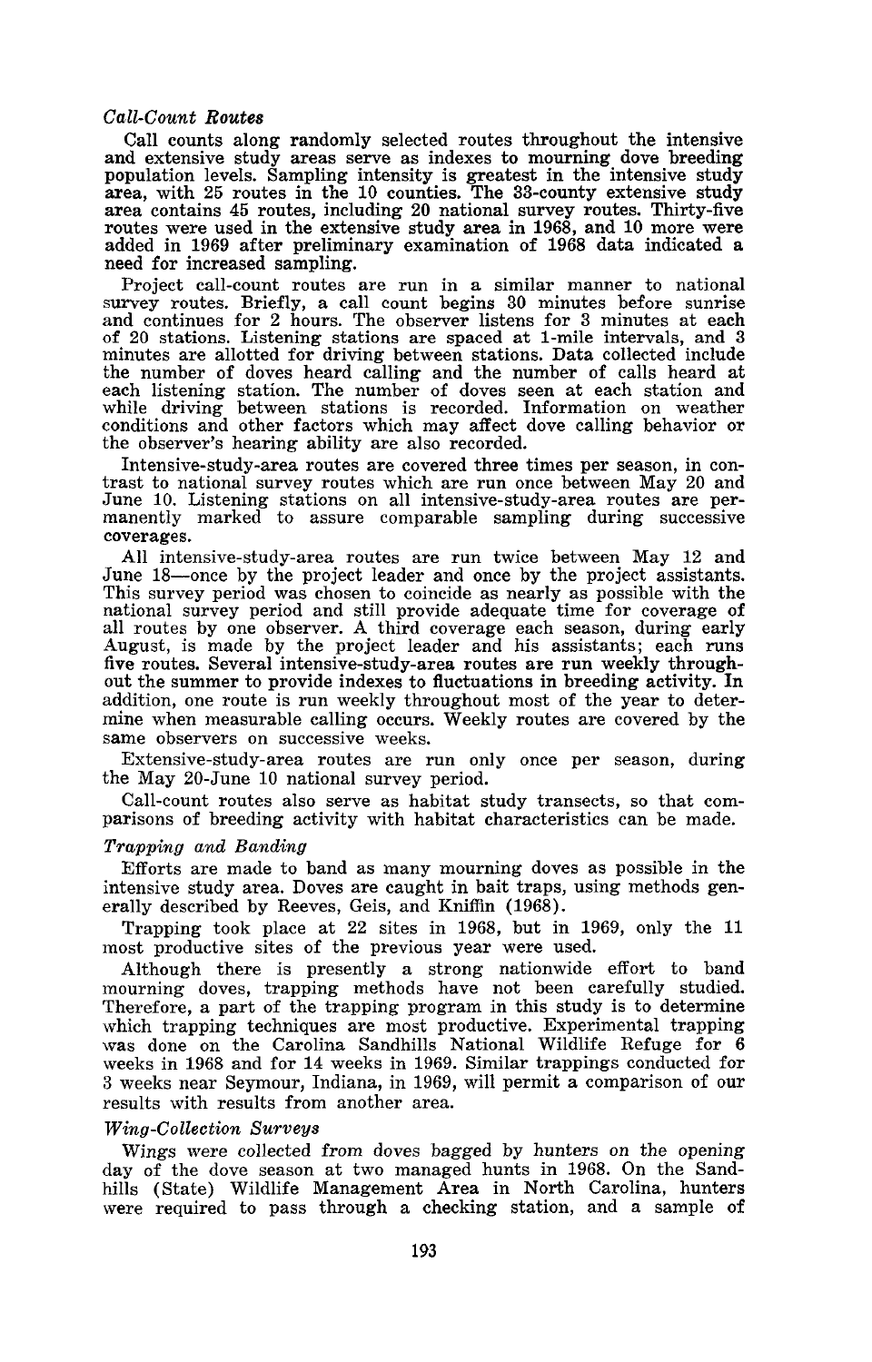### *Call-Count Routes*

Call counts along randomly selected routes throughout the intensive and extensive study areas serve as indexes to mourning dove breeding population levels. Sampling intensity is greatest in the intensive study area, with 25 routes in the 10 counties. The 33-county extensive study area contains 45 routes, including 20 national survey routes. Thirty-five routes were used in the extensive study area in 1968, and 10 more were added in 1969 after preliminary examination of 1968 data indicated a need for increased sampling.

Project call-count routes are run in a similar manner to national survey routes. Briefly, a call count begins 30 minutes before sunrise and continues for 2 hours. The observer listens for 3 minutes at each of 20 stations. Listening stations are spaced at 1-mile intervals, and 3 minutes are allotted for driving between stations. Data collected include the number of doves heard calling and the number of calls heard at each listening station. The number of doves seen at each station and while driving between stations is recorded. Information on weather conditions and other factors which may affect dove calling behavior or the observer's hearing ability are also recorded.

Intensive-study-area routes are covered three times per season, in contrast to national survey routes which are run once between May 20 and June 10. Listening stations on all intensive-study-area routes are permanently marked to assure comparable sampling during successive coverages.

All intensive-study-area routes are run twice between May 12 and June 18—once by the project leader and once by the project assistants. This survey period was chosen to coincide as nearly as possible with the national survey period and still provide adequate time for coverage of all routes by one observer. A third coverage each season, during early August, is made by the project leader and his assistants; each runs five routes. Several intensive-study-area routes are run weekly throughout the summer to provide indexes to fluctuations in breeding activity. In addition, one route is run weekly throughout most of the year to determine when measurable calling occurs. Weekly routes are covered by the same observers on successive weeks.

Extensive-study-area routes are run only once per season, during the May 20-June 10 national survey period.

Call-count routes also serve as habitat study transects, so that comparisons of breeding activity with habitat characteristics can be made.

### *Trapping and Banding*

Efforts are made to band as many mourning doves as possible in the intensive study area. Doves are caught in bait traps, using methods generally described by Reeves, Geis, and Kniffin (1968).

Trapping took place at 22 sites in 1968, but in 1969, only the 11 most productive sites of the previous year were used.

Although there is presently a strong nationwide effort to band mourning doves, trapping methods have not been carefully studied. Therefore, a part of the trapping program in this study is to determine which trapping techniques are most productive. Experimental trapping was done on the Carolina Sandhills National Wildlife Refuge for 6 weeks in 1968 and for 14 weeks in 1969. Similar trappings conducted for 3 weeks near Seymour, Indiana, in 1969, will permit a comparison of our results with results from another area.

### *Wing-Collection Surveys*

Wings were collected from doves bagged by hunters on the opening day of the dove season at two managed hunts in 1968. On the Sandhills (State) Wildlife Management Area in North Carolina, hunters were required to pass through a checking station, and a sample of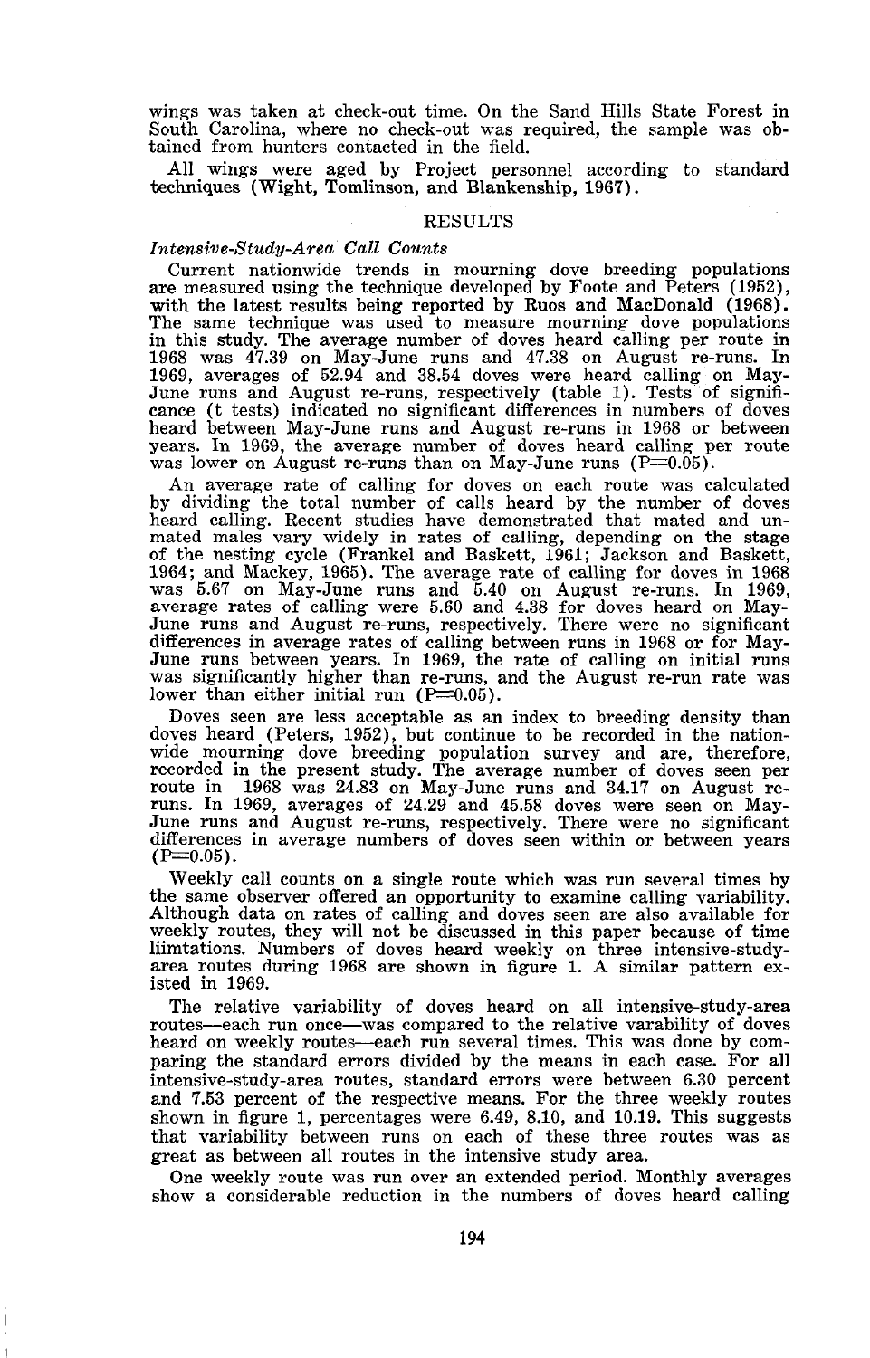wings was taken at check-out time. On the Sand Hills State Forest in South Carolina, where no check-out was required, the sample was obtained from hunters contacted in the field.

All wings were aged by Project personnel according to standard techniques (Wight, Tomlinson, and Blankenship, 1967).

## RESULTS

### *Intensive-Study-Area Call Counts*

Current nationwide trends in mourning dove breeding populations are measured using the technique developed by Foote and Peters (1952), with the latest results being reported by Ruos and MacDonald (1968). The same technique was used to measure mourning dove populations in this study. The average number of doves heard calling per route in 1968 was 47.39 on May-June runs and 47.38 on August re-runs. In 1969, averages of 52.94 and 38.54 doves were heard calling on May-June runs and August re-runs, respectively (table 1). Tests of significance (t tests) indicated no significant differences in numbers of doves heard between May-June runs and August re-runs in 1968 or between years. In 1969, the average number of doves heard calling per route was lower on August re-runs than on May-June runs ($P=0.05$).

An average rate of calling for doves on each route was calculated by dividing the total number of calls heard by the number of doves heard calling. Recent studies have demonstrated that mated and unmated males vary widely in rates of calling, depending on the stage of the nesting cycle (Frankel and Baskett, 1961; Jackson and Baskett, 1964; and Mackey, 1965). The average rate of calling for doves in 1968 was 5.67 on May-June runs and 5.40 on August re-runs. In 1969, average rates of calling were 5.60 and 4.38 for doves heard on May-June runs and August re-runs, respectively. There were no significant differences in average rates of calling between runs in 1968 or for May-June runs between years. In 1969, the rate of calling on initial runs was significantly higher than re-runs, and the August re-run rate was lower than either initial run ($P=0.05$).

Doves seen are less acceptable as an index to breeding density than doves heard (Peters, 1952), but continue to be recorded in the nationwide mourning dove breeding population survey and are, therefore, recorded in the present study. The average number of doves seen per route in 1968 was 24.83 on May-June runs and 34.17 on August re-runs. In 1969, averages of 24.29 and 45.58 doves were seen on May-June runs and August re-runs, respectively. There were no significant differences in average numbers of doves seen within or between years ($P=0.05$).

Weekly call counts on a single route which was run several times by the same observer offered an opportunity to examine calling variability. Although data on rates of calling and doves seen are also available for weekly routes, they will not be discussed in this paper because of time liimtations. Numbers of doves heard weekly on three intensive-study-area routes during 1968 are shown in figure 1. A similar pattern existed in 1969.

The relative variability of doves heard on all intensive-study-area routes—each run once—was compared to the relative varability of doves heard on weekly routes—each run several times. This was done by comparing the standard errors divided by the means in each case. For all intensive-study-area routes, standard errors were between 6.30 percent and 7.53 percent of the respective means. For the three weekly routes shown in figure 1, percentages were 6.49, 8.10, and 10.19. This suggests that variability between runs on each of these three routes was as great as between all routes in the intensive study area.

One weekly route was run over an extended period. Monthly averages show a considerable reduction in the numbers of doves heard calling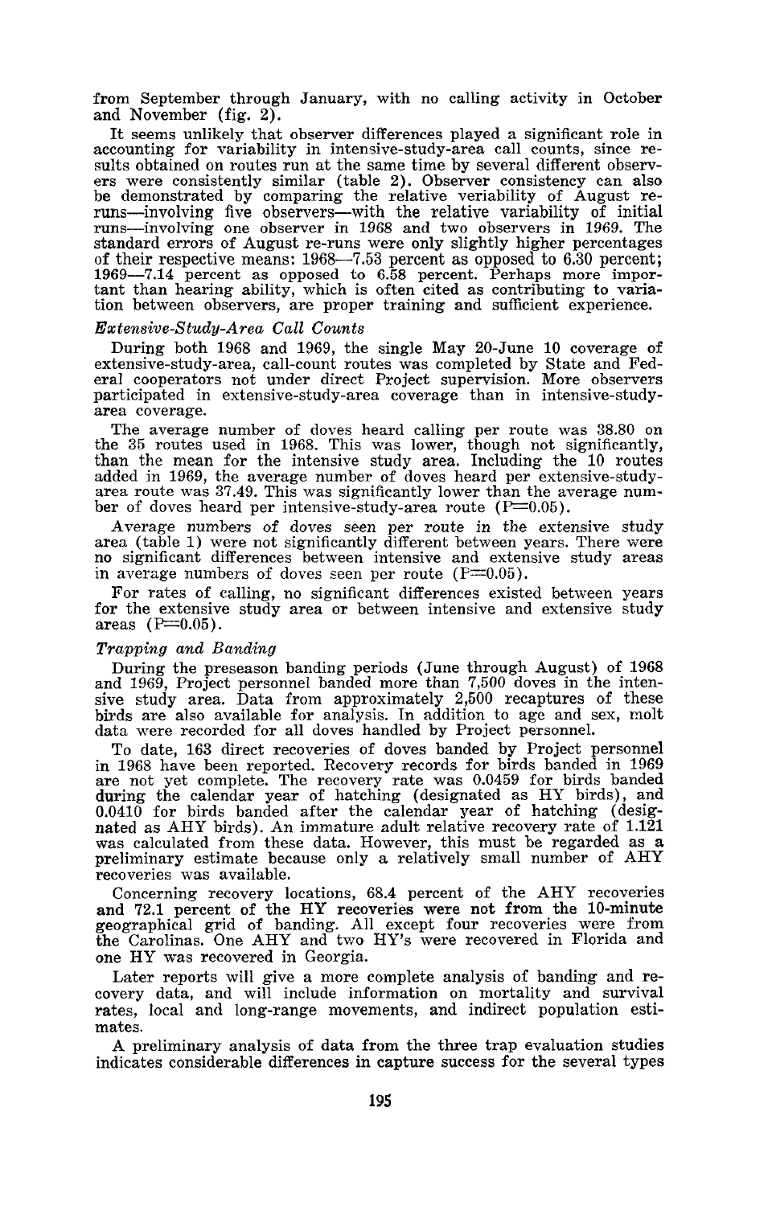from September through January, with no calling activity in October and November (fig. 2).

It seems unlikely that observer differences played a significant role in accounting for variability in intensive-study-area call counts, since results obtained on routes run at the same time by several different observers were consistently similar (table 2). Observer consistency can also be demonstrated by comparing the relative veriability of August reruns—involving five observers—with the relative variability of initial runs—involving one observer in 1968 and two observers in 1969. The standard errors of August re-runs were only slightly higher percentages of their respective means: 1968—7.53 percent as opposed to 6.30 percent; 1969—7.14 percent as opposed to 6.58 percent. Perhaps more important than hearing ability, which is often cited as contributing to variation between observers, are proper training and sufficient experience.

### *Extensive-Study-Area Call Counts*

During both 1968 and 1969, the single May 20-June 10 coverage of extensive-study-area, call-count routes was completed by State and Federal cooperators not under direct Project supervision. More observers participated in extensive-study-area coverage than in intensive-study-area coverage.

The average number of doves heard calling per route was 38.80 on the 35 routes used in 1968. This was lower, though not significantly, than the mean for the intensive study area. Including the 10 routes added in 1969, the average number of doves heard per extensive-study-area route was 37.49. This was significantly lower than the average number of doves heard per intensive-study-area route ($P=0.05$).

Average numbers of doves seen per route in the extensive study area (table 1) were not significantly different between years. There were no significant differences between intensive and extensive study areas in average numbers of doves seen per route ($P=0.05$).

For rates of calling, no significant differences existed between years for the extensive study area or between intensive and extensive study areas ($P=0.05$).

### *Trapping and Banding*

During the preseason banding periods (June through August) of 1968 and 1969, Project personnel banded more than 7,500 doves in the intensive study area. Data from approximately 2,500 recaptures of these birds are also available for analysis. In addition to age and sex, molt data were recorded for all doves handled by Project personnel.

To date, 163 direct recoveries of doves banded by Project personnel in 1968 have been reported. Recovery records for birds banded in 1969 are not yet complete. The recovery rate was 0.0459 for birds banded during the calendar year of hatching (designated as HY birds), and 0.0410 for birds banded after the calendar year of hatching (designated as AHY birds). An immature adult relative recovery rate of 1.121 was calculated from these data. However, this must be regarded as a preliminary estimate because only a relatively small number of AHY recoveries was available.

Concerning recovery locations, 68.4 percent of the AHY recoveries and 72.1 percent of the HY recoveries were not from the 10-minute geographical grid of banding. All except four recoveries were from the Carolinas. One AHY and two HY's were recovered in Florida and one HY was recovered in Georgia.

Later reports will give a more complete analysis of banding and recovery data, and will include information on mortality and survival rates, local and long-range movements, and indirect population estimates.

A preliminary analysis of data from the three trap evaluation studies indicates considerable differences in capture success for the several types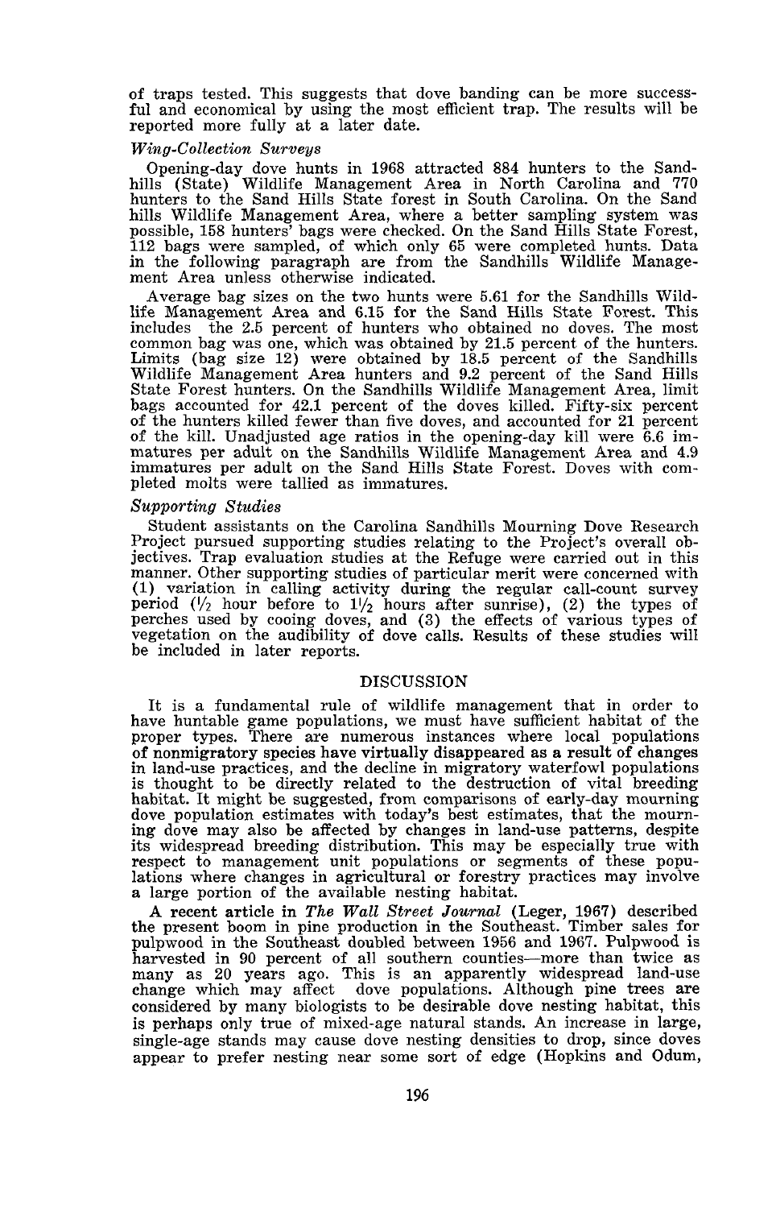of traps tested. This suggests that dove banding can be more successful and economical by using the most efficient trap. The results will be reported more fully at a later date.

*Wing-Collection Surveys*

Opening-day dove hunts in 1968 attracted 884 hunters to the Sandhills (State) Wildlife Management Area in North Carolina and 770 hunters to the Sand Hills State forest in South Carolina. On the Sand hills Wildlife Management Area, where a better sampling system was possible, 158 hunters' bags were checked. On the Sand Hills State Forest, 112 bags were sampled, of which only 65 were completed hunts. Data in the following paragraph are from the Sandhills Wildlife Management Area unless otherwise indicated.

Average bag sizes on the two hunts were 5.61 for the Sandhills Wildlife Management Area and 6.15 for the Sand Hills State Forest. This includes the 2.5 percent of hunters who obtained no doves. The most common bag was one, which was obtained by 21.5 percent of the hunters. Limits (bag size 12) were obtained by 18.5 percent of the Sandhills Wildlife Management Area hunters and 9.2 percent of the Sand Hills State Forest hunters. On the Sandhills Wildlife Management Area, limit bags accounted for 42.1 percent of the doves killed. Fifty-six percent of the hunters killed fewer than five doves, and accounted for 21 percent of the kill. Unadjusted age ratios in the opening-day kill were 6.6 immatures per adult on the Sandhills Wildlife Management Area and 4.9 immatures per adult on the Sand Hills State Forest. Doves with completed molts were tallied as immatures.

*Supporting Studies*

Student assistants on the Carolina Sandhills Mourning Dove Research Project pursued supporting studies relating to the Project's overall objectives. Trap evaluation studies at the Refuge were carried out in this manner. Other supporting studies of particular merit were concerned with (1) variation in calling activity during the regular call-count survey period (½ hour before to 1½ hours after sunrise), (2) the types of perches used by cooing doves, and (3) the effects of various types of vegetation on the audibility of dove calls. Results of these studies will be included in later reports.

## DISCUSSION

It is a fundamental rule of wildlife management that in order to have huntable game populations, we must have sufficient habitat of the proper types. There are numerous instances where local populations of nonmigratory species have virtually disappeared as a result of changes in land-use practices, and the decline in migratory waterfowl populations is thought to be directly related to the destruction of vital breeding habitat. It might be suggested, from comparisons of early-day mourning dove population estimates with today's best estimates, that the mourning dove may also be affected by changes in land-use patterns, despite its widespread breeding distribution. This may be especially true with respect to management unit populations or segments of these populations where changes in agricultural or forestry practices may involve a large portion of the available nesting habitat.

A recent article in *The Wall Street Journal* (Leger, 1967) described the present boom in pine production in the Southeast. Timber sales for pulpwood in the Southeast doubled between 1956 and 1967. Pulpwood is harvested in 90 percent of all southern counties—more than twice as many as 20 years ago. This is an apparently widespread land-use change which may affect dove populations. Although pine trees are considered by many biologists to be desirable dove nesting habitat, this is perhaps only true of mixed-age natural stands. An increase in large, single-age stands may cause dove nesting densities to drop, since doves appear to prefer nesting near some sort of edge (Hopkins and Odum,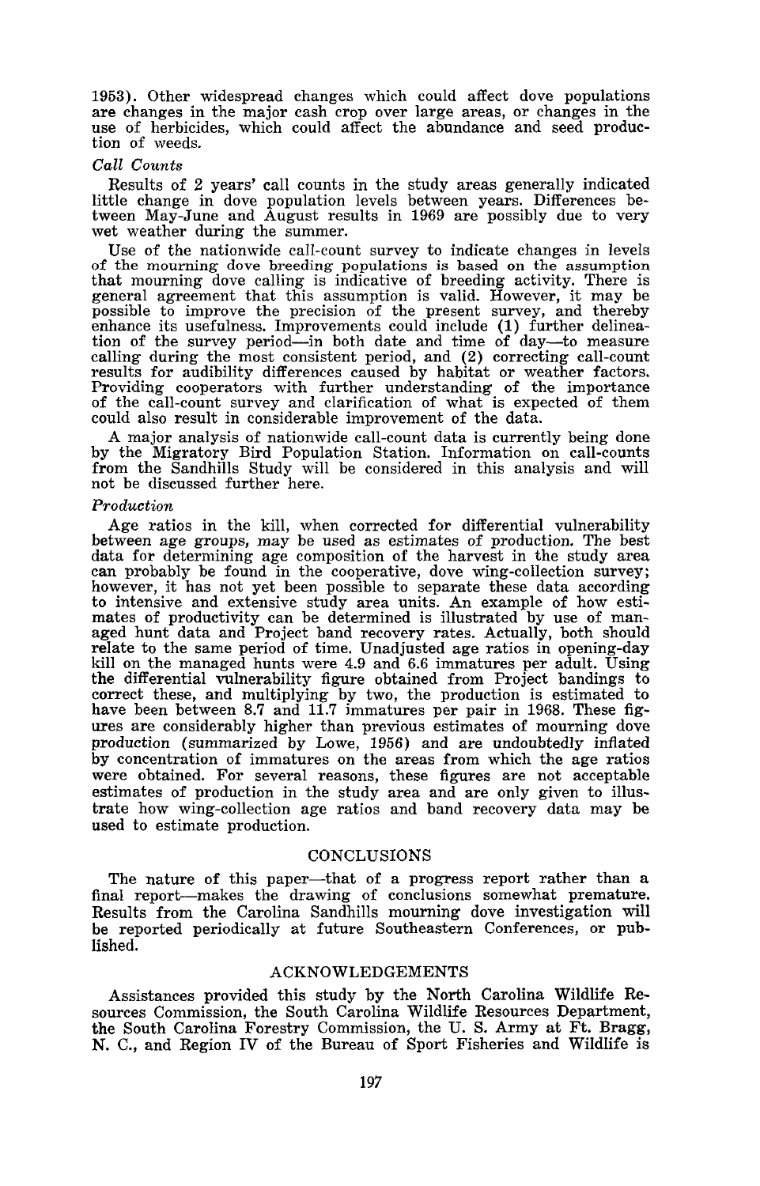1953). Other widespread changes which could affect dove populations are changes in the major cash crop over large areas, or changes in the use of herbicides, which could affect the abundance and seed production of weeds.

### *Call Counts*

Results of 2 years' call counts in the study areas generally indicated little change in dove population levels between years. Differences between May-June and August results in 1969 are possibly due to very wet weather during the summer.

Use of the nationwide call-count survey to indicate changes in levels of the mourning dove breeding populations is based on the assumption that mourning dove calling is indicative of breeding activity. There is general agreement that this assumption is valid. However, it may be possible to improve the precision of the present survey, and thereby enhance its usefulness. Improvements could include (1) further delineation of the survey period—in both date and time of day—to measure calling during the most consistent period, and (2) correcting call-count results for audibility differences caused by habitat or weather factors. Providing cooperators with further understanding of the importance of the call-count survey and clarification of what is expected of them could also result in considerable improvement of the data.

A major analysis of nationwide call-count data is currently being done by the Migratory Bird Population Station. Information on call-counts from the Sandhills Study will be considered in this analysis and will not be discussed further here.

### *Production*

Age ratios in the kill, when corrected for differential vulnerability between age groups, may be used as estimates of production. The best data for determining age composition of the harvest in the study area can probably be found in the cooperative, dove wing-collection survey; however, it has not yet been possible to separate these data according to intensive and extensive study area units. An example of how estimates of productivity can be determined is illustrated by use of managed hunt data and Project band recovery rates. Actually, both should relate to the same period of time. Unadjusted age ratios in opening-day kill on the managed hunts were 4.9 and 6.6 immatures per adult. Using the differential vulnerability figure obtained from Project bandings to correct these, and multiplying by two, the production is estimated to have been between 8.7 and 11.7 immatures per pair in 1968. These figures are considerably higher than previous estimates of mourning dove production (summarized by Lowe, 1956) and are undoubtedly inflated by concentration of immatures on the areas from which the age ratios were obtained. For several reasons, these figures are not acceptable estimates of production in the study area and are only given to illustrate how wing-collection age ratios and band recovery data may be used to estimate production.

## CONCLUSIONS

The nature of this paper—that of a progress report rather than a final report—makes the drawing of conclusions somewhat premature. Results from the Carolina Sandhills mourning dove investigation will be reported periodically at future Southeastern Conferences, or published.

## ACKNOWLEDGEMENTS

Assistances provided this study by the North Carolina Wildlife Resources Commission, the South Carolina Wildlife Resources Department, the South Carolina Forestry Commission, the U. S. Army at Ft. Bragg, N. C., and Region IV of the Bureau of Sport Fisheries and Wildlife is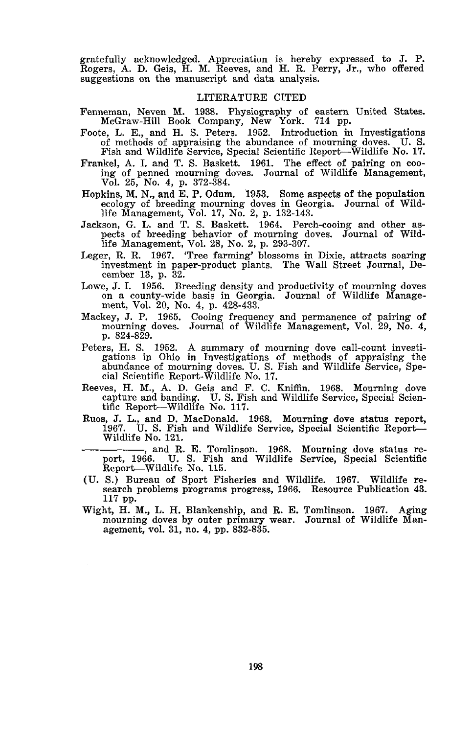gratefully acknowledged. Appreciation is hereby expressed to J. P. Rogers, A. D. Geis, H. M. Reeves, and H. R. Perry, Jr., who offered suggestions on the manuscript and data analysis.

## LITERATURE CITED

Fenneman, Neven M. 1938. Physiography of eastern United States. McGraw-Hill Book Company, New York. 714 pp.

Foote, L. E., and H. S. Peters. 1952. Introduction in Investigations of methods of appraising the abundance of mourning doves. U. S. Fish and Wildlife Service, Special Scientific Report—Wildlife No. 17.

Frankel, A. I. and T. S. Baskett. 1961. The effect of pairing on cooing of penned mourning doves. Journal of Wildlife Management, Vol. 25, No. 4, p. 372-384.

Hopkins, M. N., and E. P. Odum. 1953. Some aspects of the population ecology of breeding mourning doves in Georgia. Journal of Wildlife Management, Vol. 17, No. 2, p. 132-143.

Jackson, G. L. and T. S. Baskett. 1964. Perch-cooing and other aspects of breeding behavior of mourning doves. Journal of Wildlife Management, Vol. 28, No. 2, p. 293-307.

Leger, R. R. 1967. 'Tree farming' blossoms in Dixie, attracts soaring investment in paper-product plants. The Wall Street Journal, December 13, p. 32.

Lowe, J. I. 1956. Breeding density and productivity of mourning doves on a county-wide basis in Georgia. Journal of Wildlife Management, Vol. 20, No. 4, p. 428-433.

Mackey, J. P. 1965. Cooing frequency and permanence of pairing of mourning doves. Journal of Wildlife Management, Vol. 29, No. 4, p. 824-829.

Peters, H. S. 1952. A summary of mourning dove call-count investigations in Ohio in Investigations of methods of appraising the abundance of mourning doves. U. S. Fish and Wildlife Service, Special Scientific Report-Wildlife No. 17.

Reeves, H. M., A. D. Geis and F. C. Kniffin. 1968. Mourning dove capture and banding. U. S. Fish and Wildlife Service, Special Scientific Report—Wildlife No. 117.

Ruos, J. L., and D. MacDonald. 1968. Mourning dove status report, 1967. U. S. Fish and Wildlife Service, Special Scientific Report—Wildlife No. 121.

————————, and R. E. Tomlinson. 1968. Mourning dove status report, 1966. U. S. Fish and Wildlife Service, Special Scientific Report—Wildlife No. 115.

(U. S.) Bureau of Sport Fisheries and Wildlife. 1967. Wildlife research problems programs progress, 1966. Resource Publication 43. 117 pp.

Wight, H. M., L. H. Blankenship, and R. E. Tomlinson. 1967. Aging mourning doves by outer primary wear. Journal of Wildlife Management, vol. 31, no. 4, pp. 832-835.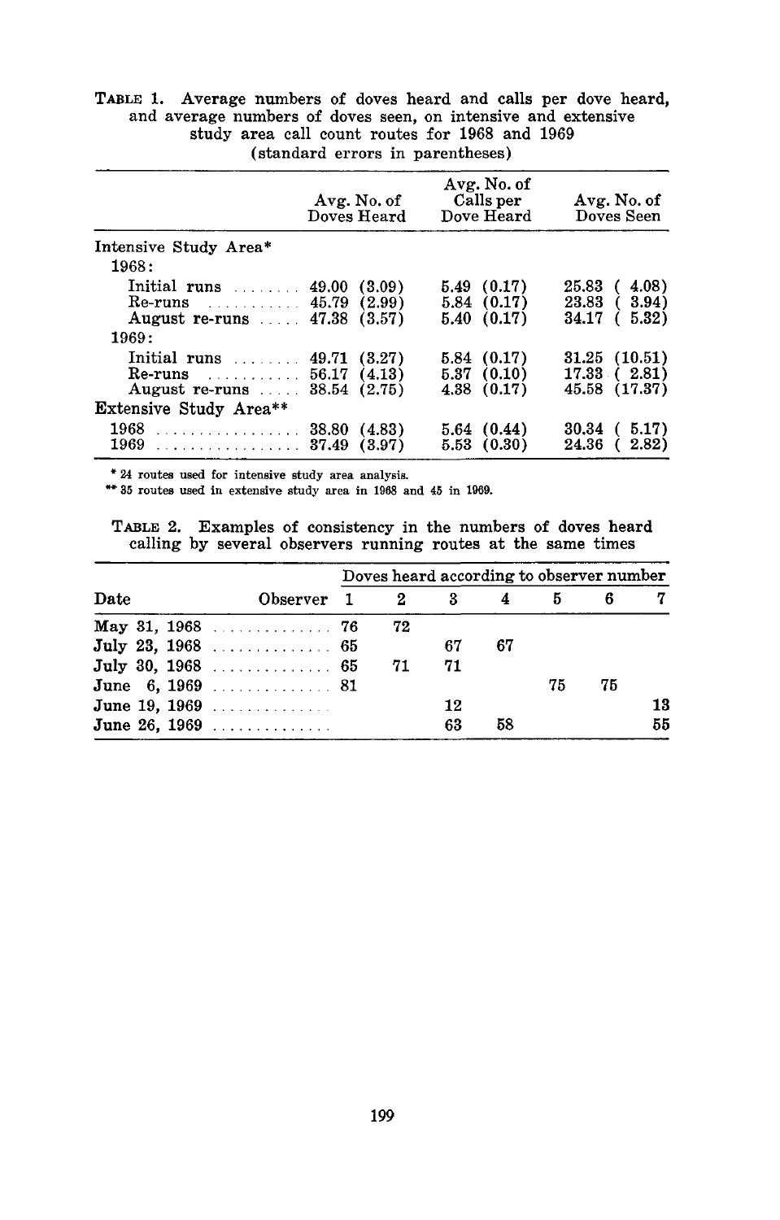TABLE 1. Average numbers of doves heard and calls per dove heard, and average numbers of doves seen, on intensive and extensive study area call count routes for 1968 and 1969
(standard errors in parentheses)

| | Avg. No. of Doves Heard | Avg. No. of Calls per Dove Heard | Avg. No. of Doves Seen |
|---|---|---|---|
| **Intensive Study Area*** | | | |
| 1968: | | | |
| Initial runs | 49.00 (3.09) | 5.49 (0.17) | 25.83 (4.08) |
| Re-runs | 45.79 (2.99) | 5.84 (0.17) | 23.83 (3.94) |
| August re-runs | 47.38 (3.57) | 5.40 (0.17) | 34.17 (5.32) |
| 1969: | | | |
| Initial runs | 49.71 (3.27) | 5.84 (0.17) | 31.25 (10.51) |
| Re-runs | 56.17 (4.13) | 5.37 (0.10) | 17.33 (2.81) |
| August re-runs | 38.54 (2.75) | 4.38 (0.17) | 45.58 (17.37) |
| **Extensive Study Area**** | | | |
| 1968 | 38.80 (4.83) | 5.64 (0.44) | 30.34 (5.17) |
| 1969 | 37.49 (3.97) | 5.53 (0.30) | 24.36 (2.82) |

\* 24 routes used for intensive study area analysis.
\*\* 35 routes used in extensive study area in 1968 and 45 in 1969.

TABLE 2. Examples of consistency in the numbers of doves heard calling by several observers running routes at the same times

| | Doves heard according to observer number | | | | | | |
|---|---|---|---|---|---|---|---|
| Date / Observer | 1 | 2 | 3 | 4 | 5 | 6 | 7 |
| May 31, 1968 | 76 | 72 | | | | | |
| July 23, 1968 | 65 | | 67 | 67 | | | |
| July 30, 1968 | 65 | 71 | 71 | | | | |
| June 6, 1969 | 81 | | | | 75 | 75 | |
| June 19, 1969 | | | 12 | | | | 13 |
| June 26, 1969 | | | 63 | 58 | | | 55 |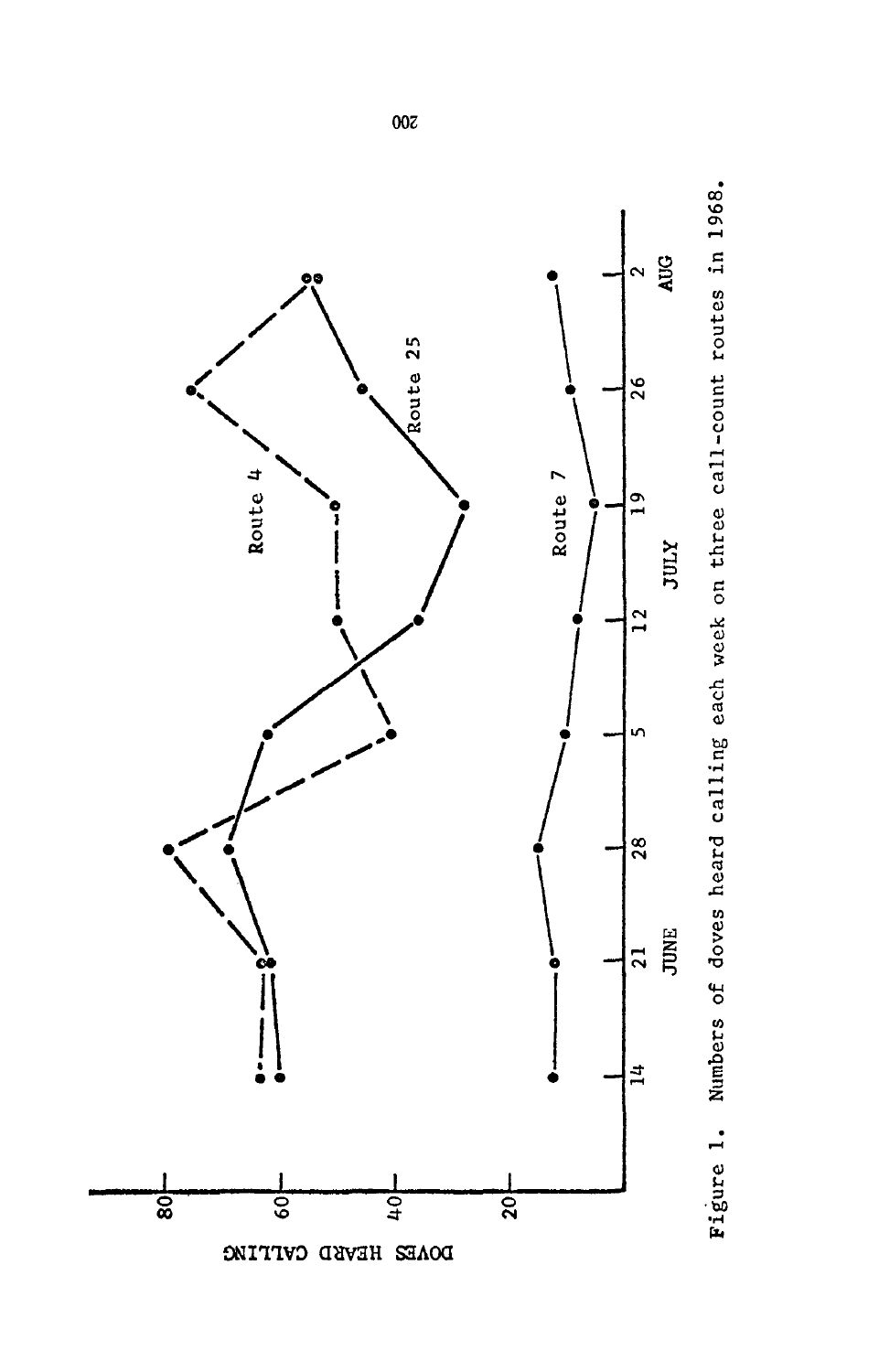Figure 1. Numbers of doves heard calling each week on three call-count routes in 1968.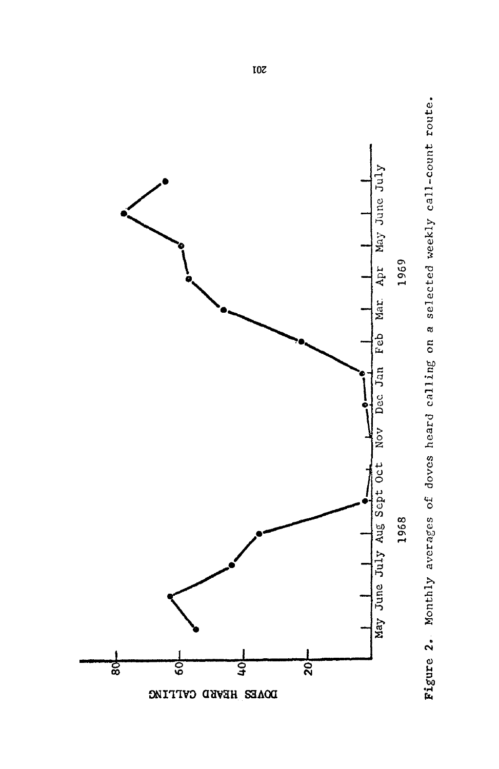DOVES HEARD CALLING

80

60

40

20

May June July Aug Sept Oct Nov Dec Jan Feb Mar Apr May June July

1968

1969

**Figure 2.** Monthly averages of doves heard calling on a selected weekly call-count route.